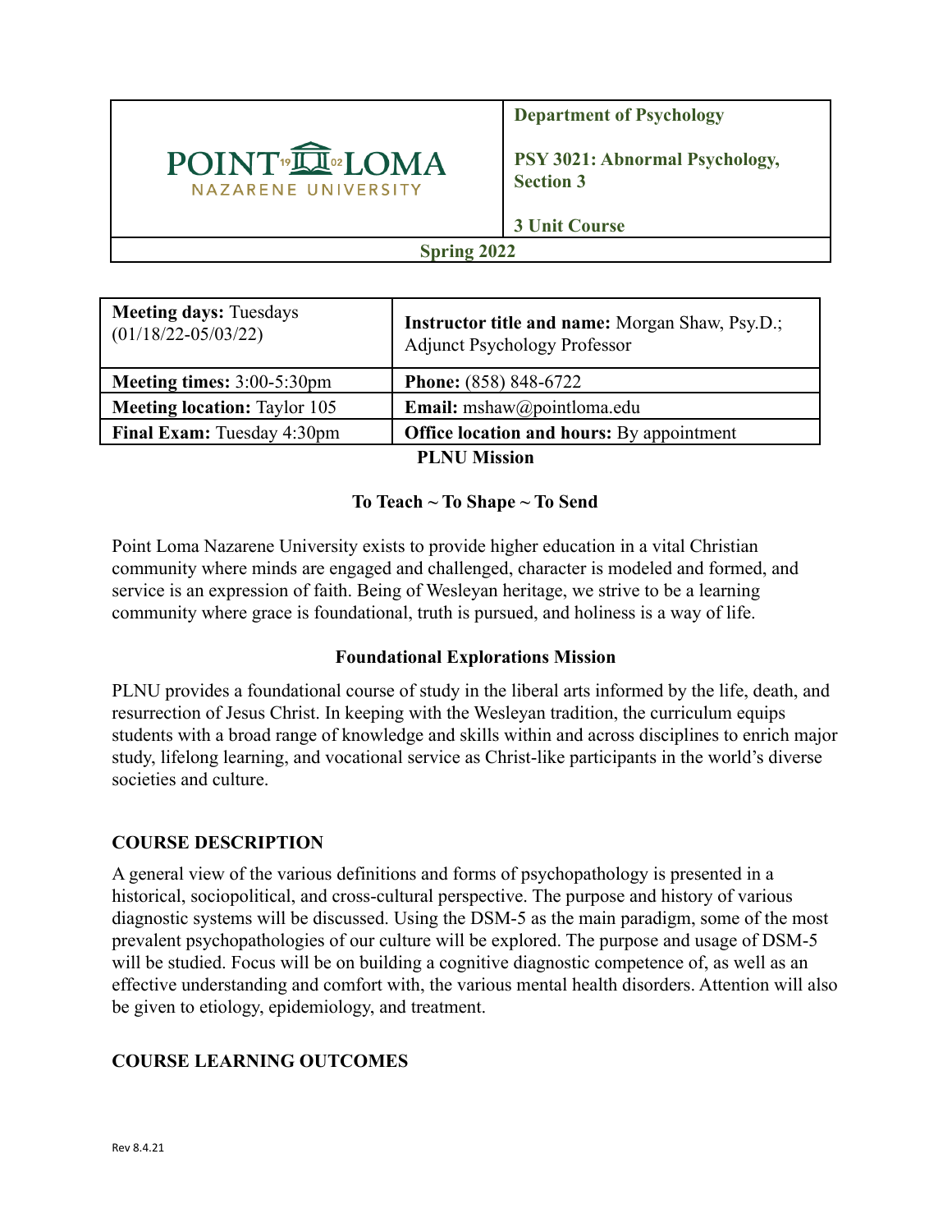| POINT LOMA NAZARENE UNIVERSITY | **Department of Psychology**<br><br>**PSY 3021: Abnormal Psychology, Section 3**<br><br>**3 Unit Course** |
|---|---|
| **Spring 2022** | |

| **Meeting days:** Tuesdays (01/18/22-05/03/22) | **Instructor title and name:** Morgan Shaw, Psy.D.; Adjunct Psychology Professor |
|---|---|
| **Meeting times:** 3:00-5:30pm | **Phone:** (858) 848-6722 |
| **Meeting location:** Taylor 105 | **Email:** mshaw@pointloma.edu |
| **Final Exam:** Tuesday 4:30pm | **Office location and hours:** By appointment |

## PLNU Mission

### To Teach ~ To Shape ~ To Send

Point Loma Nazarene University exists to provide higher education in a vital Christian community where minds are engaged and challenged, character is modeled and formed, and service is an expression of faith. Being of Wesleyan heritage, we strive to be a learning community where grace is foundational, truth is pursued, and holiness is a way of life.

## Foundational Explorations Mission

PLNU provides a foundational course of study in the liberal arts informed by the life, death, and resurrection of Jesus Christ. In keeping with the Wesleyan tradition, the curriculum equips students with a broad range of knowledge and skills within and across disciplines to enrich major study, lifelong learning, and vocational service as Christ-like participants in the world's diverse societies and culture.

## COURSE DESCRIPTION

A general view of the various definitions and forms of psychopathology is presented in a historical, sociopolitical, and cross-cultural perspective. The purpose and history of various diagnostic systems will be discussed. Using the DSM-5 as the main paradigm, some of the most prevalent psychopathologies of our culture will be explored. The purpose and usage of DSM-5 will be studied. Focus will be on building a cognitive diagnostic competence of, as well as an effective understanding and comfort with, the various mental health disorders. Attention will also be given to etiology, epidemiology, and treatment.

## COURSE LEARNING OUTCOMES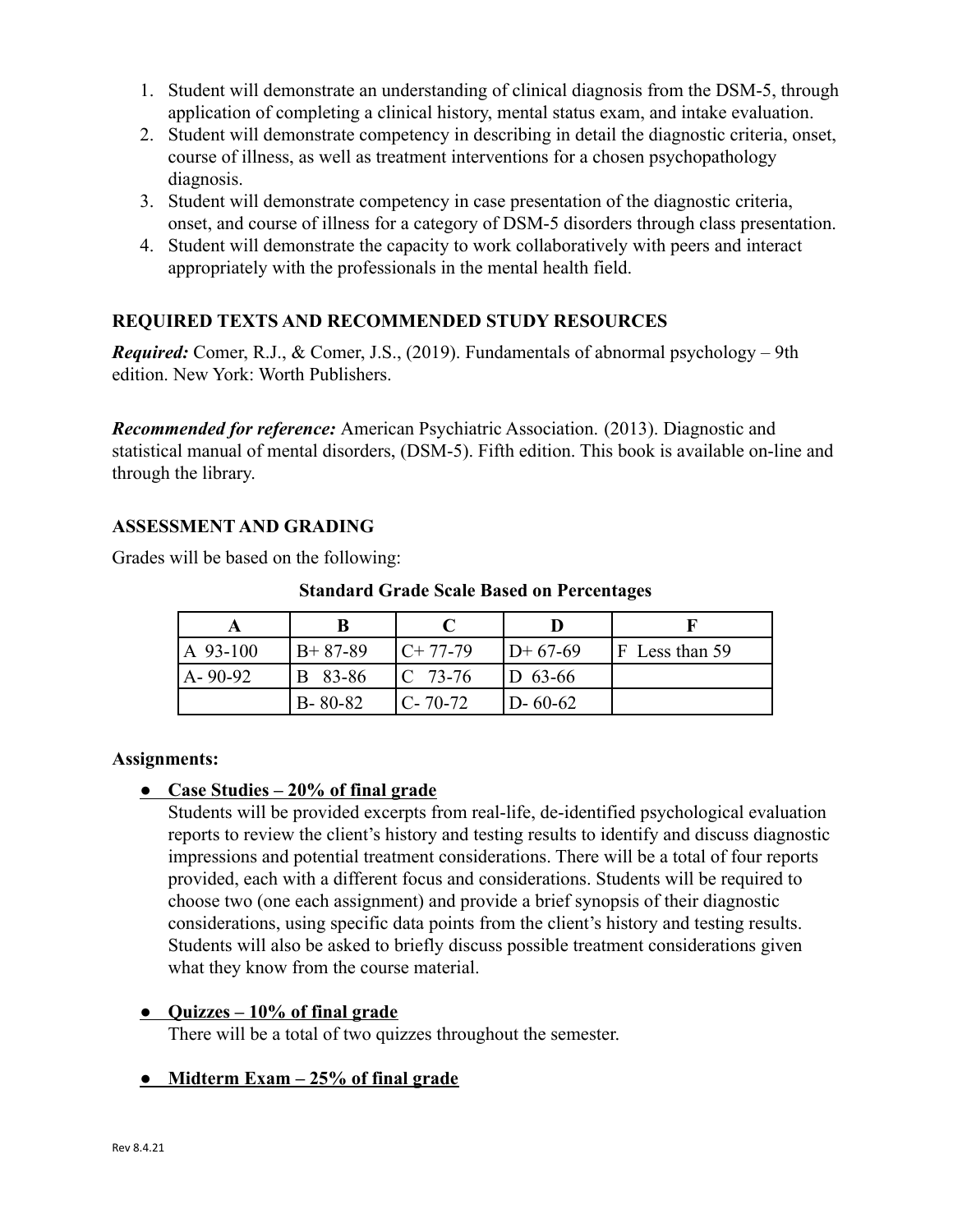1. Student will demonstrate an understanding of clinical diagnosis from the DSM-5, through application of completing a clinical history, mental status exam, and intake evaluation.
2. Student will demonstrate competency in describing in detail the diagnostic criteria, onset, course of illness, as well as treatment interventions for a chosen psychopathology diagnosis.
3. Student will demonstrate competency in case presentation of the diagnostic criteria, onset, and course of illness for a category of DSM-5 disorders through class presentation.
4. Student will demonstrate the capacity to work collaboratively with peers and interact appropriately with the professionals in the mental health field.

## REQUIRED TEXTS AND RECOMMENDED STUDY RESOURCES

***Required:*** Comer, R.J., & Comer, J.S., (2019). Fundamentals of abnormal psychology – 9th edition. New York: Worth Publishers.

***Recommended for reference:*** American Psychiatric Association. (2013). Diagnostic and statistical manual of mental disorders, (DSM-5). Fifth edition. This book is available on-line and through the library.

## ASSESSMENT AND GRADING

Grades will be based on the following:

**Standard Grade Scale Based on Percentages**

| A | B | C | D | F |
|---|---|---|---|---|
| A 93-100 | B+ 87-89 | C+ 77-79 | D+ 67-69 | F Less than 59 |
| A- 90-92 | B 83-86 | C 73-76 | D 63-66 | |
| | B- 80-82 | C- 70-72 | D- 60-62 | |

**Assignments:**

- **<u>Case Studies – 20% of final grade</u>**
  Students will be provided excerpts from real-life, de-identified psychological evaluation reports to review the client's history and testing results to identify and discuss diagnostic impressions and potential treatment considerations. There will be a total of four reports provided, each with a different focus and considerations. Students will be required to choose two (one each assignment) and provide a brief synopsis of their diagnostic considerations, using specific data points from the client's history and testing results. Students will also be asked to briefly discuss possible treatment considerations given what they know from the course material.

- **<u>Quizzes – 10% of final grade</u>**
  There will be a total of two quizzes throughout the semester.

- **<u>Midterm Exam – 25% of final grade</u>**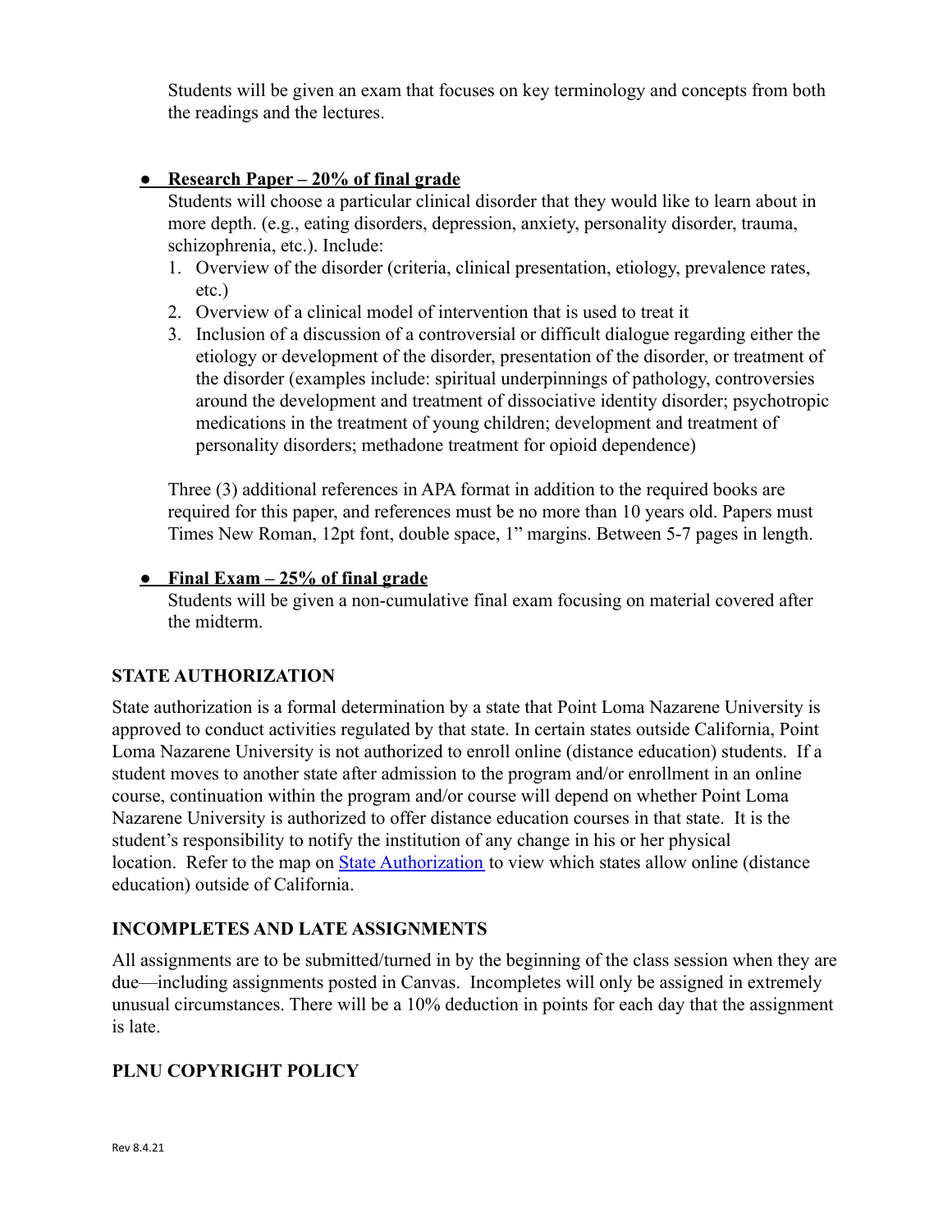Students will be given an exam that focuses on key terminology and concepts from both the readings and the lectures.

- **Research Paper – 20% of final grade**

  Students will choose a particular clinical disorder that they would like to learn about in more depth. (e.g., eating disorders, depression, anxiety, personality disorder, trauma, schizophrenia, etc.). Include:

  1. Overview of the disorder (criteria, clinical presentation, etiology, prevalence rates, etc.)
  2. Overview of a clinical model of intervention that is used to treat it
  3. Inclusion of a discussion of a controversial or difficult dialogue regarding either the etiology or development of the disorder, presentation of the disorder, or treatment of the disorder (examples include: spiritual underpinnings of pathology, controversies around the development and treatment of dissociative identity disorder; psychotropic medications in the treatment of young children; development and treatment of personality disorders; methadone treatment for opioid dependence)

  Three (3) additional references in APA format in addition to the required books are required for this paper, and references must be no more than 10 years old. Papers must Times New Roman, 12pt font, double space, 1" margins. Between 5-7 pages in length.

- **Final Exam – 25% of final grade**

  Students will be given a non-cumulative final exam focusing on material covered after the midterm.

## STATE AUTHORIZATION

State authorization is a formal determination by a state that Point Loma Nazarene University is approved to conduct activities regulated by that state. In certain states outside California, Point Loma Nazarene University is not authorized to enroll online (distance education) students. If a student moves to another state after admission to the program and/or enrollment in an online course, continuation within the program and/or course will depend on whether Point Loma Nazarene University is authorized to offer distance education courses in that state. It is the student's responsibility to notify the institution of any change in his or her physical location. Refer to the map on State Authorization to view which states allow online (distance education) outside of California.

## INCOMPLETES AND LATE ASSIGNMENTS

All assignments are to be submitted/turned in by the beginning of the class session when they are due—including assignments posted in Canvas. Incompletes will only be assigned in extremely unusual circumstances. There will be a 10% deduction in points for each day that the assignment is late.

## PLNU COPYRIGHT POLICY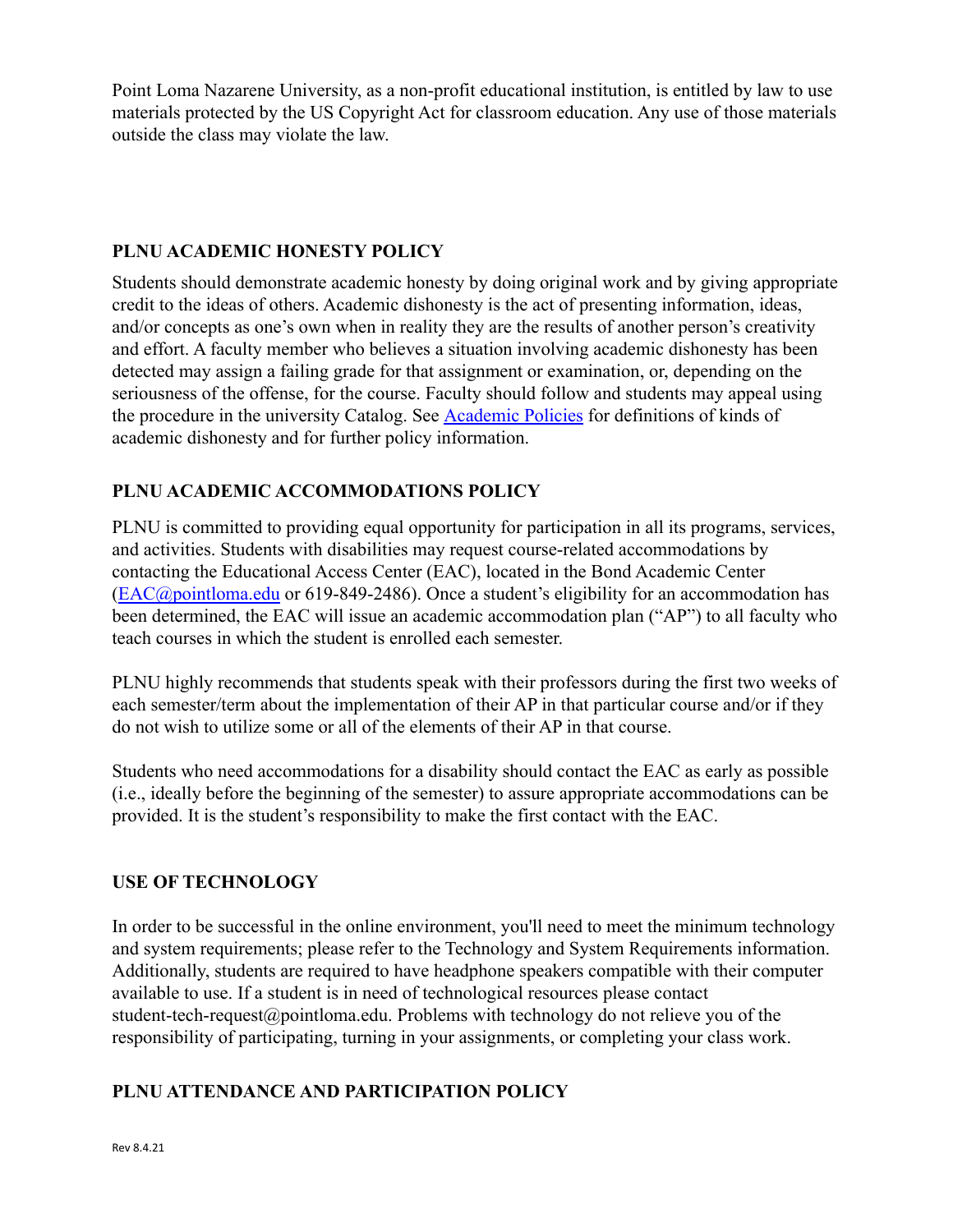Point Loma Nazarene University, as a non-profit educational institution, is entitled by law to use materials protected by the US Copyright Act for classroom education. Any use of those materials outside the class may violate the law.

## PLNU ACADEMIC HONESTY POLICY

Students should demonstrate academic honesty by doing original work and by giving appropriate credit to the ideas of others. Academic dishonesty is the act of presenting information, ideas, and/or concepts as one's own when in reality they are the results of another person's creativity and effort. A faculty member who believes a situation involving academic dishonesty has been detected may assign a failing grade for that assignment or examination, or, depending on the seriousness of the offense, for the course. Faculty should follow and students may appeal using the procedure in the university Catalog. See [Academic Policies] for definitions of kinds of academic dishonesty and for further policy information.

## PLNU ACADEMIC ACCOMMODATIONS POLICY

PLNU is committed to providing equal opportunity for participation in all its programs, services, and activities. Students with disabilities may request course-related accommodations by contacting the Educational Access Center (EAC), located in the Bond Academic Center (EAC@pointloma.edu or 619-849-2486). Once a student's eligibility for an accommodation has been determined, the EAC will issue an academic accommodation plan ("AP") to all faculty who teach courses in which the student is enrolled each semester.

PLNU highly recommends that students speak with their professors during the first two weeks of each semester/term about the implementation of their AP in that particular course and/or if they do not wish to utilize some or all of the elements of their AP in that course.

Students who need accommodations for a disability should contact the EAC as early as possible (i.e., ideally before the beginning of the semester) to assure appropriate accommodations can be provided. It is the student's responsibility to make the first contact with the EAC.

## USE OF TECHNOLOGY

In order to be successful in the online environment, you'll need to meet the minimum technology and system requirements; please refer to the Technology and System Requirements information. Additionally, students are required to have headphone speakers compatible with their computer available to use. If a student is in need of technological resources please contact student-tech-request@pointloma.edu. Problems with technology do not relieve you of the responsibility of participating, turning in your assignments, or completing your class work.

## PLNU ATTENDANCE AND PARTICIPATION POLICY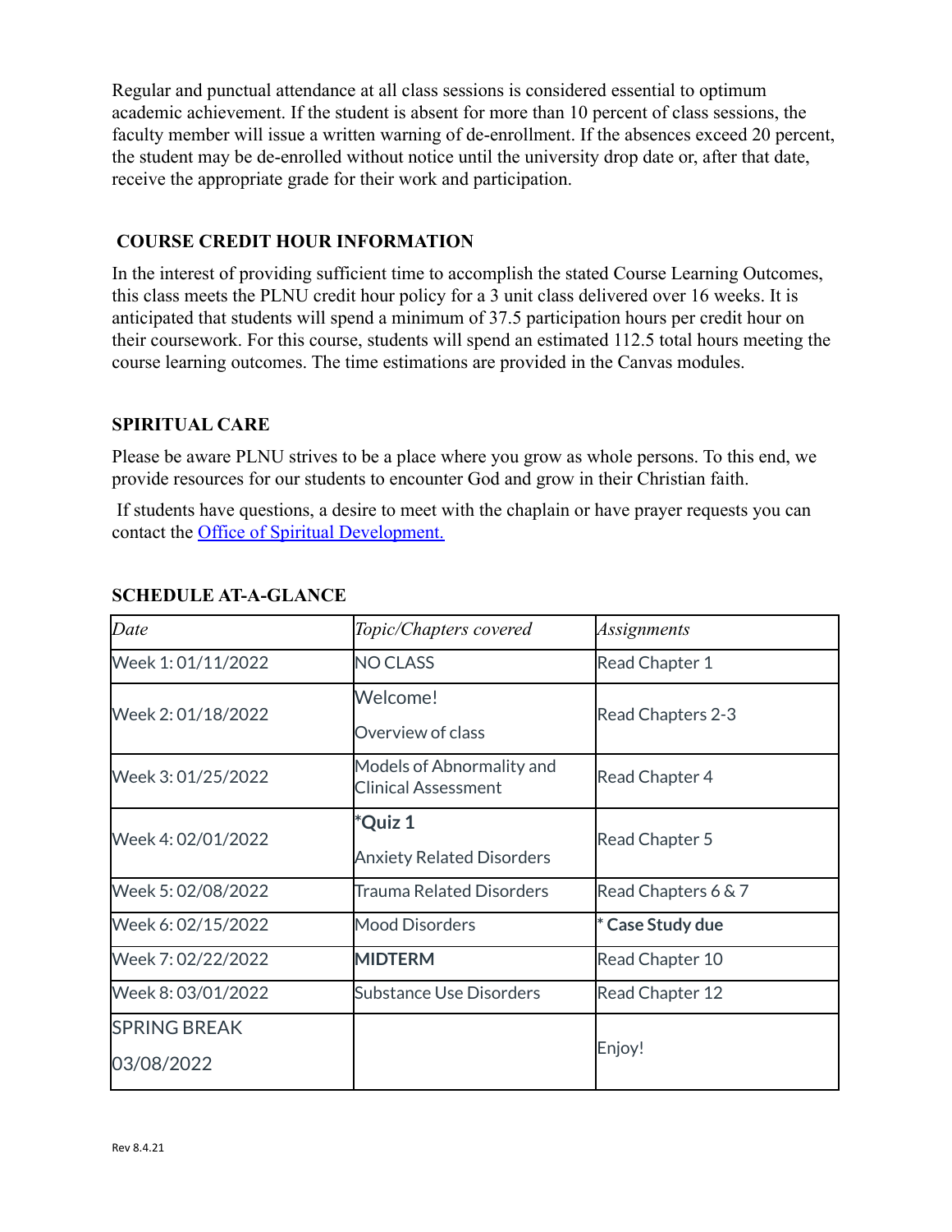Regular and punctual attendance at all class sessions is considered essential to optimum academic achievement. If the student is absent for more than 10 percent of class sessions, the faculty member will issue a written warning of de-enrollment. If the absences exceed 20 percent, the student may be de-enrolled without notice until the university drop date or, after that date, receive the appropriate grade for their work and participation.

## COURSE CREDIT HOUR INFORMATION

In the interest of providing sufficient time to accomplish the stated Course Learning Outcomes, this class meets the PLNU credit hour policy for a 3 unit class delivered over 16 weeks. It is anticipated that students will spend a minimum of 37.5 participation hours per credit hour on their coursework. For this course, students will spend an estimated 112.5 total hours meeting the course learning outcomes. The time estimations are provided in the Canvas modules.

## SPIRITUAL CARE

Please be aware PLNU strives to be a place where you grow as whole persons. To this end, we provide resources for our students to encounter God and grow in their Christian faith.

If students have questions, a desire to meet with the chaplain or have prayer requests you can contact the Office of Spiritual Development.

## SCHEDULE AT-A-GLANCE

| *Date* | *Topic/Chapters covered* | *Assignments* |
|---|---|---|
| Week 1: 01/11/2022 | NO CLASS | Read Chapter 1 |
| Week 2: 01/18/2022 | Welcome!<br>Overview of class | Read Chapters 2-3 |
| Week 3: 01/25/2022 | Models of Abnormality and Clinical Assessment | Read Chapter 4 |
| Week 4: 02/01/2022 | ***Quiz 1**<br>Anxiety Related Disorders | Read Chapter 5 |
| Week 5: 02/08/2022 | Trauma Related Disorders | Read Chapters 6 & 7 |
| Week 6: 02/15/2022 | Mood Disorders | * **Case Study due** |
| Week 7: 02/22/2022 | **MIDTERM** | Read Chapter 10 |
| Week 8: 03/01/2022 | Substance Use Disorders | Read Chapter 12 |
| SPRING BREAK<br>03/08/2022 | | Enjoy! |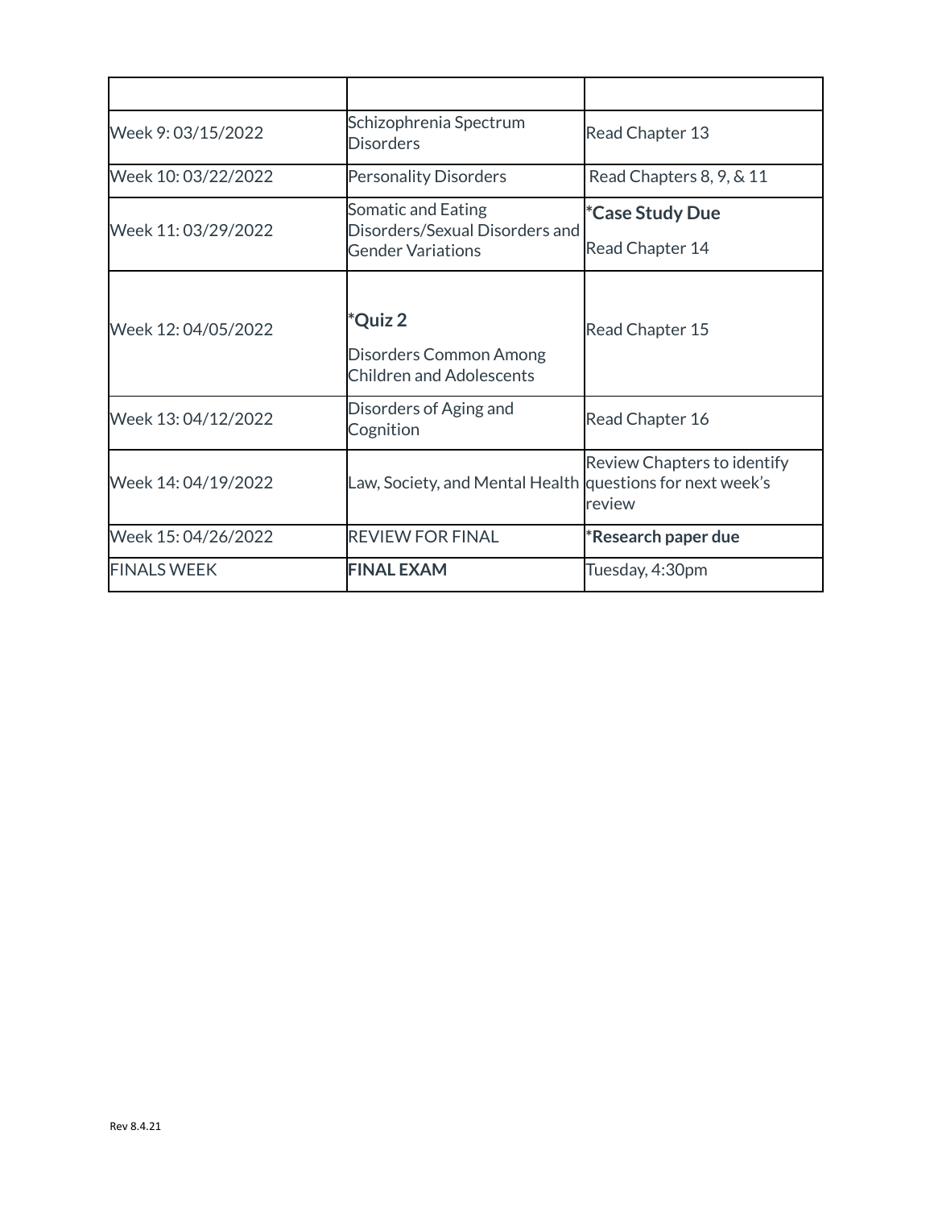| | | |
|---|---|---|
| Week 9: 03/15/2022 | Schizophrenia Spectrum Disorders | Read Chapter 13 |
| Week 10: 03/22/2022 | Personality Disorders | Read Chapters 8, 9, & 11 |
| Week 11: 03/29/2022 | Somatic and Eating Disorders/Sexual Disorders and Gender Variations | ***Case Study Due**<br><br>Read Chapter 14 |
| Week 12: 04/05/2022 | ***Quiz 2**<br><br>Disorders Common Among Children and Adolescents | Read Chapter 15 |
| Week 13: 04/12/2022 | Disorders of Aging and Cognition | Read Chapter 16 |
| Week 14: 04/19/2022 | Law, Society, and Mental Health | Review Chapters to identify questions for next week's review |
| Week 15: 04/26/2022 | REVIEW FOR FINAL | ***Research paper due** |
| FINALS WEEK | **FINAL EXAM** | Tuesday, 4:30pm |

Rev 8.4.21